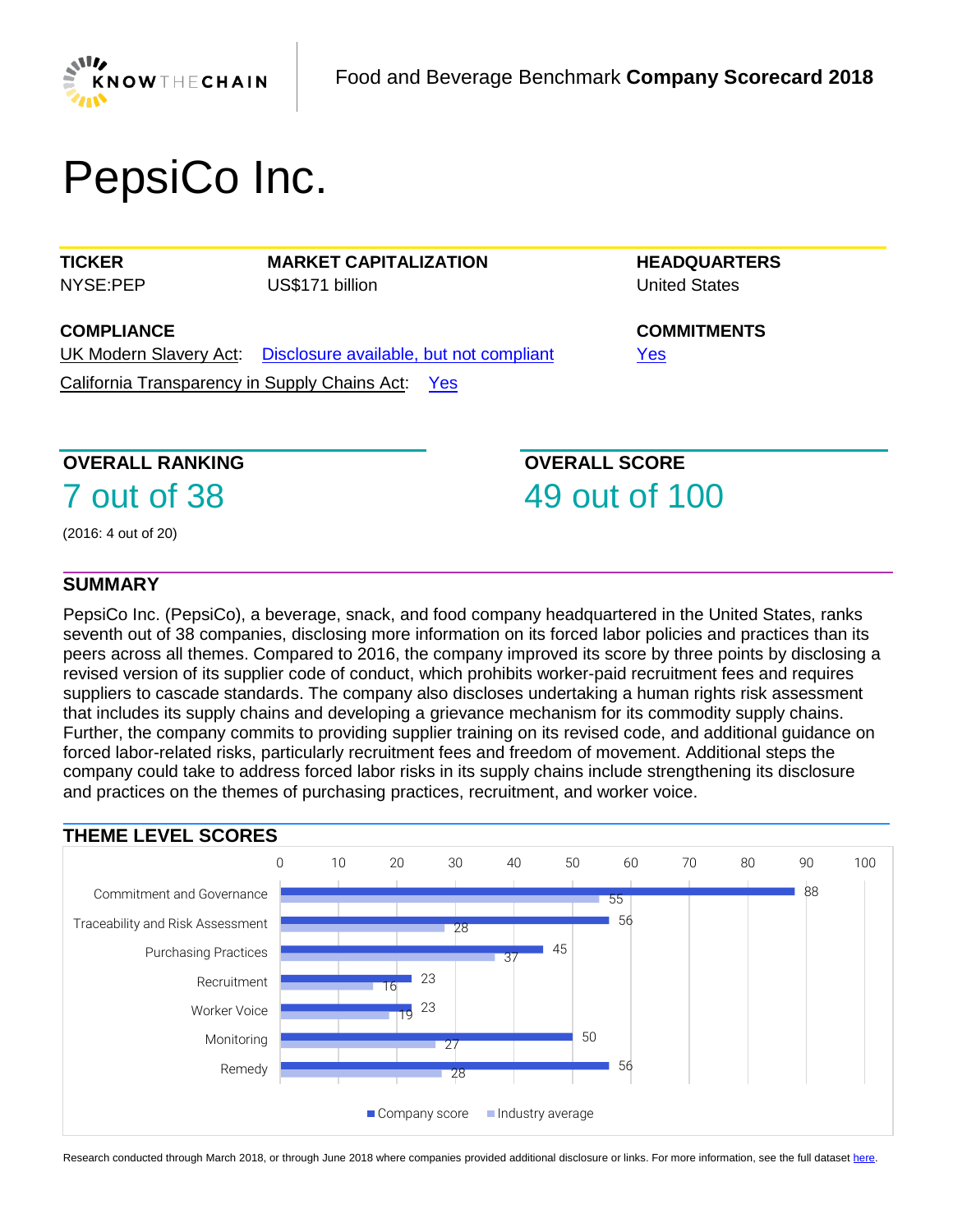Food and Beverage Benchmark **Company Scorecard 2018**

# PepsiCo Inc.

| TICKER | MARKET CAPITALIZATION | HEADQUARTERS |
|---|---|---|
| NYSE:PEP | US$171 billion | United States |

**COMPLIANCE**

UK Modern Slavery Act: Disclosure available, but not compliant

California Transparency in Supply Chains Act: Yes

**COMMITMENTS**

Yes

## OVERALL RANKING

7 out of 38

(2016: 4 out of 20)

## OVERALL SCORE

49 out of 100

## SUMMARY

PepsiCo Inc. (PepsiCo), a beverage, snack, and food company headquartered in the United States, ranks seventh out of 38 companies, disclosing more information on its forced labor policies and practices than its peers across all themes. Compared to 2016, the company improved its score by three points by disclosing a revised version of its supplier code of conduct, which prohibits worker-paid recruitment fees and requires suppliers to cascade standards. The company also discloses undertaking a human rights risk assessment that includes its supply chains and developing a grievance mechanism for its commodity supply chains. Further, the company commits to providing supplier training on its revised code, and additional guidance on forced labor-related risks, particularly recruitment fees and freedom of movement. Additional steps the company could take to address forced labor risks in its supply chains include strengthening its disclosure and practices on the themes of purchasing practices, recruitment, and worker voice.

## THEME LEVEL SCORES

| Theme | Company score | Industry average |
|---|---|---|
| Commitment and Governance | 88 | 55 |
| Traceability and Risk Assessment | 56 | 28 |
| Purchasing Practices | 45 | 37 |
| Recruitment | 23 | 16 |
| Worker Voice | 23 | 19 |
| Monitoring | 50 | 27 |
| Remedy | 56 | 28 |

Research conducted through March 2018, or through June 2018 where companies provided additional disclosure or links. For more information, see the full dataset here.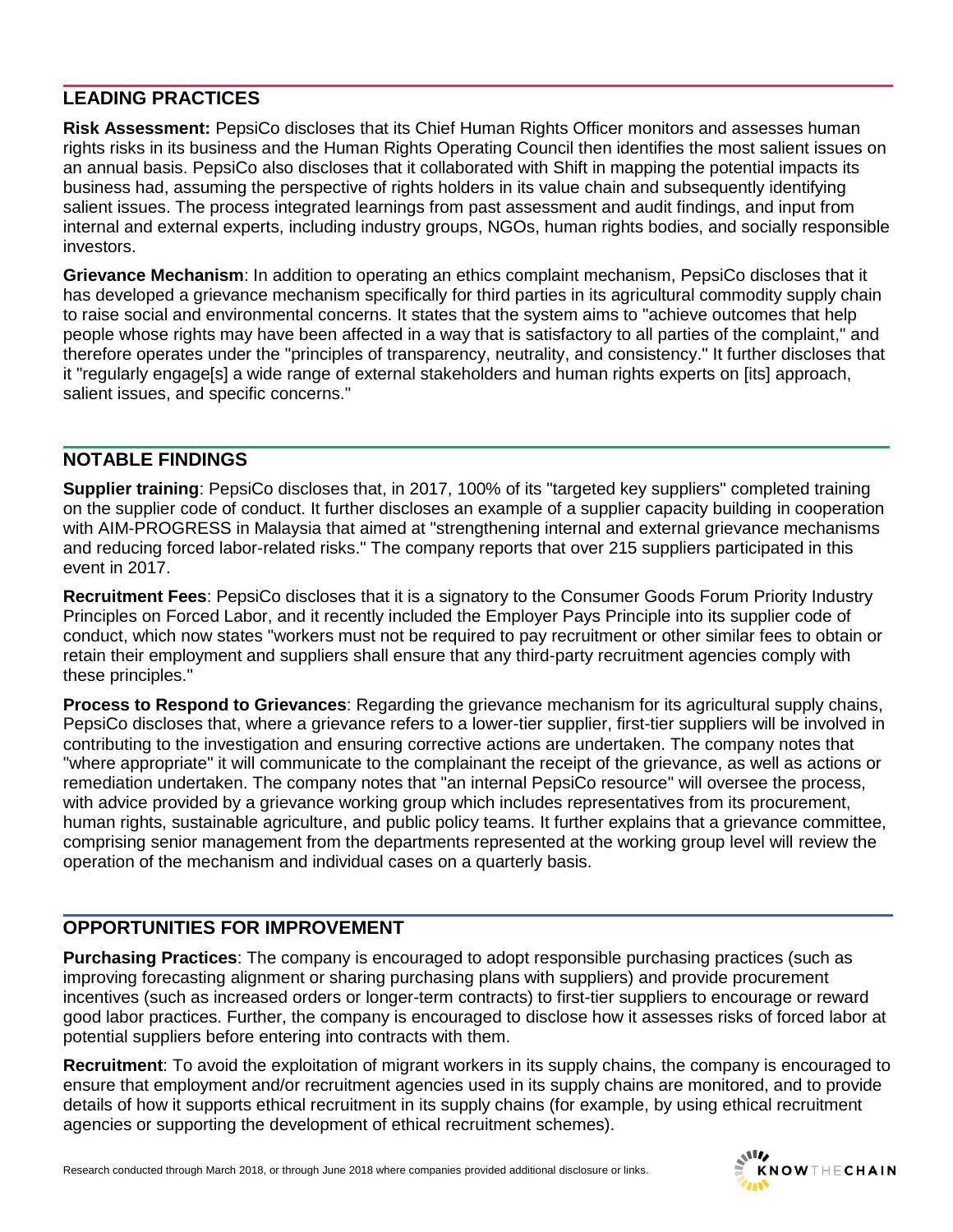## LEADING PRACTICES

**Risk Assessment:** PepsiCo discloses that its Chief Human Rights Officer monitors and assesses human rights risks in its business and the Human Rights Operating Council then identifies the most salient issues on an annual basis. PepsiCo also discloses that it collaborated with Shift in mapping the potential impacts its business had, assuming the perspective of rights holders in its value chain and subsequently identifying salient issues. The process integrated learnings from past assessment and audit findings, and input from internal and external experts, including industry groups, NGOs, human rights bodies, and socially responsible investors.

**Grievance Mechanism**: In addition to operating an ethics complaint mechanism, PepsiCo discloses that it has developed a grievance mechanism specifically for third parties in its agricultural commodity supply chain to raise social and environmental concerns. It states that the system aims to "achieve outcomes that help people whose rights may have been affected in a way that is satisfactory to all parties of the complaint," and therefore operates under the "principles of transparency, neutrality, and consistency." It further discloses that it "regularly engage[s] a wide range of external stakeholders and human rights experts on [its] approach, salient issues, and specific concerns."

## NOTABLE FINDINGS

**Supplier training**: PepsiCo discloses that, in 2017, 100% of its "targeted key suppliers" completed training on the supplier code of conduct. It further discloses an example of a supplier capacity building in cooperation with AIM-PROGRESS in Malaysia that aimed at "strengthening internal and external grievance mechanisms and reducing forced labor-related risks." The company reports that over 215 suppliers participated in this event in 2017.

**Recruitment Fees**: PepsiCo discloses that it is a signatory to the Consumer Goods Forum Priority Industry Principles on Forced Labor, and it recently included the Employer Pays Principle into its supplier code of conduct, which now states "workers must not be required to pay recruitment or other similar fees to obtain or retain their employment and suppliers shall ensure that any third-party recruitment agencies comply with these principles."

**Process to Respond to Grievances**: Regarding the grievance mechanism for its agricultural supply chains, PepsiCo discloses that, where a grievance refers to a lower-tier supplier, first-tier suppliers will be involved in contributing to the investigation and ensuring corrective actions are undertaken. The company notes that "where appropriate" it will communicate to the complainant the receipt of the grievance, as well as actions or remediation undertaken. The company notes that "an internal PepsiCo resource" will oversee the process, with advice provided by a grievance working group which includes representatives from its procurement, human rights, sustainable agriculture, and public policy teams. It further explains that a grievance committee, comprising senior management from the departments represented at the working group level will review the operation of the mechanism and individual cases on a quarterly basis.

## OPPORTUNITIES FOR IMPROVEMENT

**Purchasing Practices**: The company is encouraged to adopt responsible purchasing practices (such as improving forecasting alignment or sharing purchasing plans with suppliers) and provide procurement incentives (such as increased orders or longer-term contracts) to first-tier suppliers to encourage or reward good labor practices. Further, the company is encouraged to disclose how it assesses risks of forced labor at potential suppliers before entering into contracts with them.

**Recruitment**: To avoid the exploitation of migrant workers in its supply chains, the company is encouraged to ensure that employment and/or recruitment agencies used in its supply chains are monitored, and to provide details of how it supports ethical recruitment in its supply chains (for example, by using ethical recruitment agencies or supporting the development of ethical recruitment schemes).

Research conducted through March 2018, or through June 2018 where companies provided additional disclosure or links.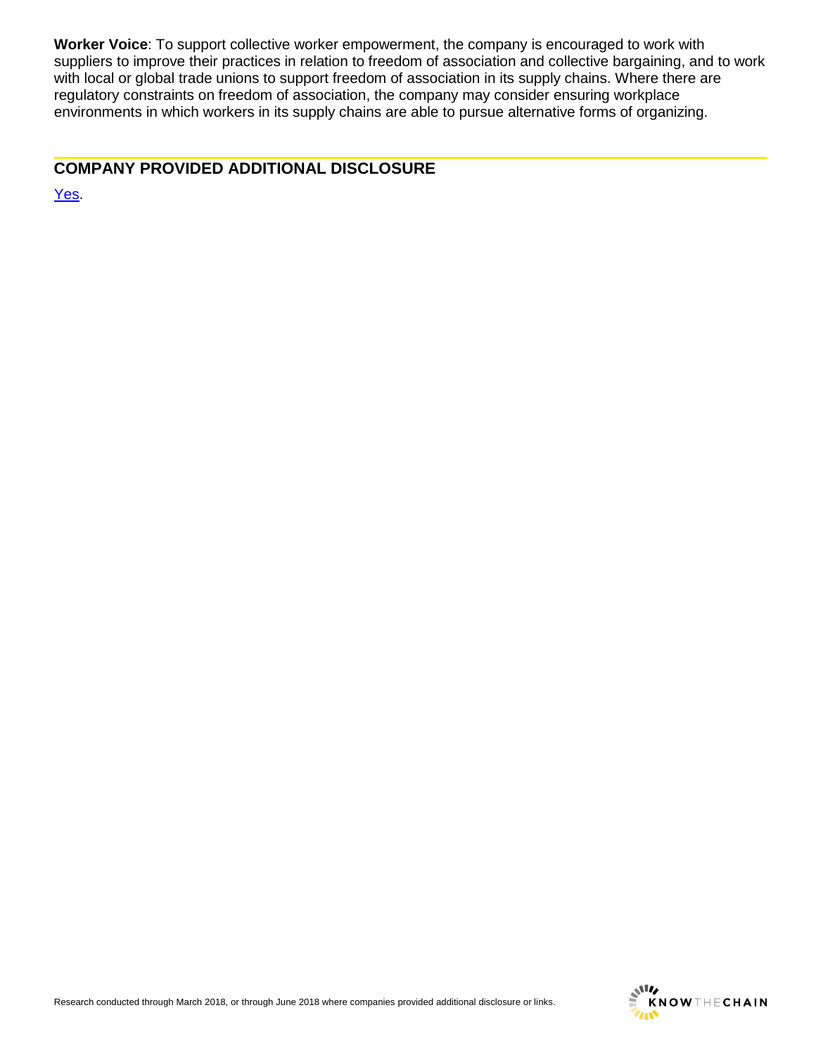**Worker Voice**: To support collective worker empowerment, the company is encouraged to work with suppliers to improve their practices in relation to freedom of association and collective bargaining, and to work with local or global trade unions to support freedom of association in its supply chains. Where there are regulatory constraints on freedom of association, the company may consider ensuring workplace environments in which workers in its supply chains are able to pursue alternative forms of organizing.

## COMPANY PROVIDED ADDITIONAL DISCLOSURE

Yes.

Research conducted through March 2018, or through June 2018 where companies provided additional disclosure or links.